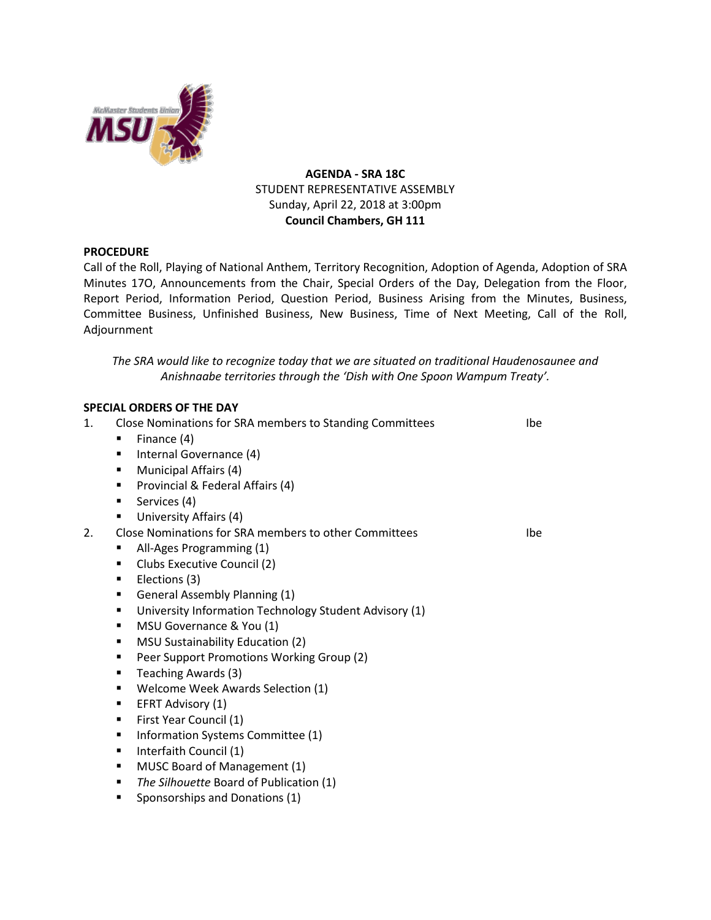**AGENDA - SRA 18C**
STUDENT REPRESENTATIVE ASSEMBLY
Sunday, April 22, 2018 at 3:00pm
**Council Chambers, GH 111**

**PROCEDURE**

Call of the Roll, Playing of National Anthem, Territory Recognition, Adoption of Agenda, Adoption of SRA Minutes 17O, Announcements from the Chair, Special Orders of the Day, Delegation from the Floor, Report Period, Information Period, Question Period, Business Arising from the Minutes, Business, Committee Business, Unfinished Business, New Business, Time of Next Meeting, Call of the Roll, Adjournment

*The SRA would like to recognize today that we are situated on traditional Haudenosaunee and Anishnaabe territories through the 'Dish with One Spoon Wampum Treaty'.*

**SPECIAL ORDERS OF THE DAY**

1. Close Nominations for SRA members to Standing Committees — Ibe
   - Finance (4)
   - Internal Governance (4)
   - Municipal Affairs (4)
   - Provincial & Federal Affairs (4)
   - Services (4)
   - University Affairs (4)
2. Close Nominations for SRA members to other Committees — Ibe
   - All-Ages Programming (1)
   - Clubs Executive Council (2)
   - Elections (3)
   - General Assembly Planning (1)
   - University Information Technology Student Advisory (1)
   - MSU Governance & You (1)
   - MSU Sustainability Education (2)
   - Peer Support Promotions Working Group (2)
   - Teaching Awards (3)
   - Welcome Week Awards Selection (1)
   - EFRT Advisory (1)
   - First Year Council (1)
   - Information Systems Committee (1)
   - Interfaith Council (1)
   - MUSC Board of Management (1)
   - *The Silhouette* Board of Publication (1)
   - Sponsorships and Donations (1)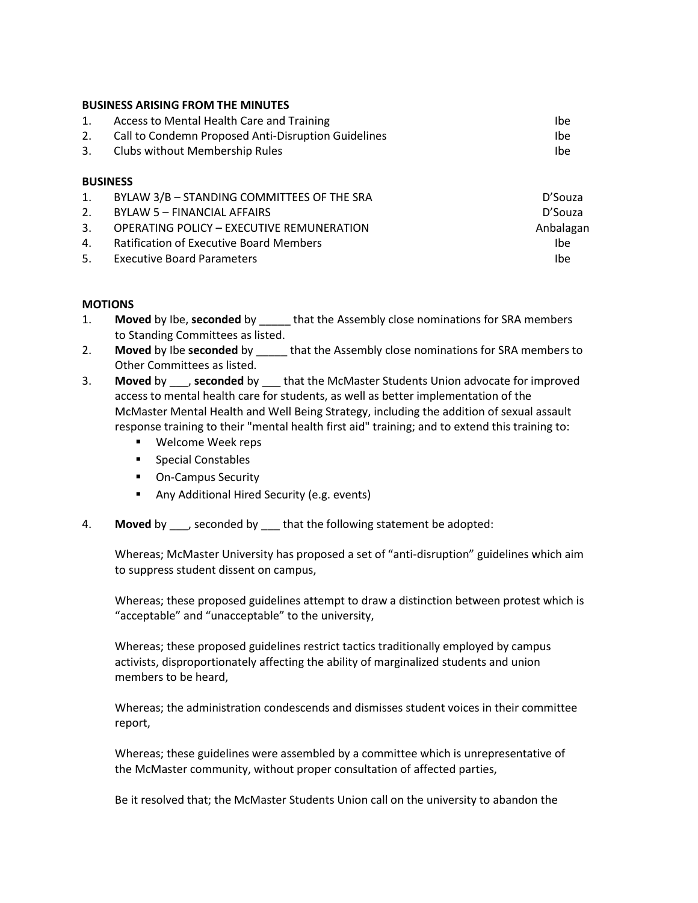### BUSINESS ARISING FROM THE MINUTES

| | | |
|---|---|---|
| 1. | Access to Mental Health Care and Training | Ibe |
| 2. | Call to Condemn Proposed Anti-Disruption Guidelines | Ibe |
| 3. | Clubs without Membership Rules | Ibe |

### BUSINESS

| | | |
|---|---|---|
| 1. | BYLAW 3/B – STANDING COMMITTEES OF THE SRA | D'Souza |
| 2. | BYLAW 5 – FINANCIAL AFFAIRS | D'Souza |
| 3. | OPERATING POLICY – EXECUTIVE REMUNERATION | Anbalagan |
| 4. | Ratification of Executive Board Members | Ibe |
| 5. | Executive Board Parameters | Ibe |

### MOTIONS

1. **Moved** by Ibe, **seconded** by _____ that the Assembly close nominations for SRA members to Standing Committees as listed.
2. **Moved** by Ibe **seconded** by _____ that the Assembly close nominations for SRA members to Other Committees as listed.
3. **Moved** by ___, **seconded** by ___ that the McMaster Students Union advocate for improved access to mental health care for students, as well as better implementation of the McMaster Mental Health and Well Being Strategy, including the addition of sexual assault response training to their "mental health first aid" training; and to extend this training to:
   - Welcome Week reps
   - Special Constables
   - On-Campus Security
   - Any Additional Hired Security (e.g. events)

4. **Moved** by ___, seconded by ___ that the following statement be adopted:

   Whereas; McMaster University has proposed a set of "anti-disruption" guidelines which aim to suppress student dissent on campus,

   Whereas; these proposed guidelines attempt to draw a distinction between protest which is "acceptable" and "unacceptable" to the university,

   Whereas; these proposed guidelines restrict tactics traditionally employed by campus activists, disproportionately affecting the ability of marginalized students and union members to be heard,

   Whereas; the administration condescends and dismisses student voices in their committee report,

   Whereas; these guidelines were assembled by a committee which is unrepresentative of the McMaster community, without proper consultation of affected parties,

   Be it resolved that; the McMaster Students Union call on the university to abandon the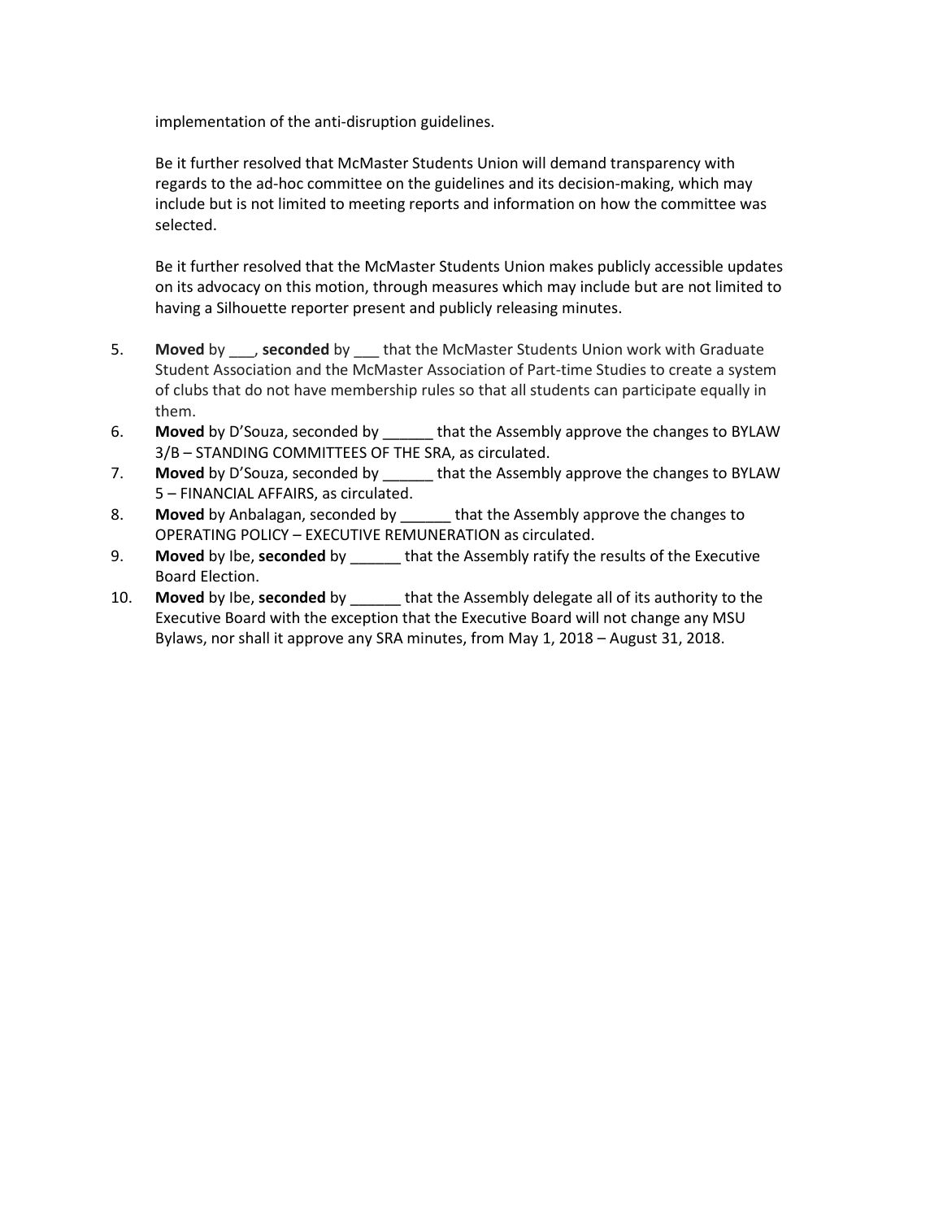implementation of the anti-disruption guidelines.

Be it further resolved that McMaster Students Union will demand transparency with regards to the ad-hoc committee on the guidelines and its decision-making, which may include but is not limited to meeting reports and information on how the committee was selected.

Be it further resolved that the McMaster Students Union makes publicly accessible updates on its advocacy on this motion, through measures which may include but are not limited to having a Silhouette reporter present and publicly releasing minutes.

5. **Moved** by ___, **seconded** by ___ that the McMaster Students Union work with Graduate Student Association and the McMaster Association of Part-time Studies to create a system of clubs that do not have membership rules so that all students can participate equally in them.
6. **Moved** by D'Souza, seconded by ______ that the Assembly approve the changes to BYLAW 3/B – STANDING COMMITTEES OF THE SRA, as circulated.
7. **Moved** by D'Souza, seconded by ______ that the Assembly approve the changes to BYLAW 5 – FINANCIAL AFFAIRS, as circulated.
8. **Moved** by Anbalagan, seconded by ______ that the Assembly approve the changes to OPERATING POLICY – EXECUTIVE REMUNERATION as circulated.
9. **Moved** by Ibe, **seconded** by ______ that the Assembly ratify the results of the Executive Board Election.
10. **Moved** by Ibe, **seconded** by ______ that the Assembly delegate all of its authority to the Executive Board with the exception that the Executive Board will not change any MSU Bylaws, nor shall it approve any SRA minutes, from May 1, 2018 – August 31, 2018.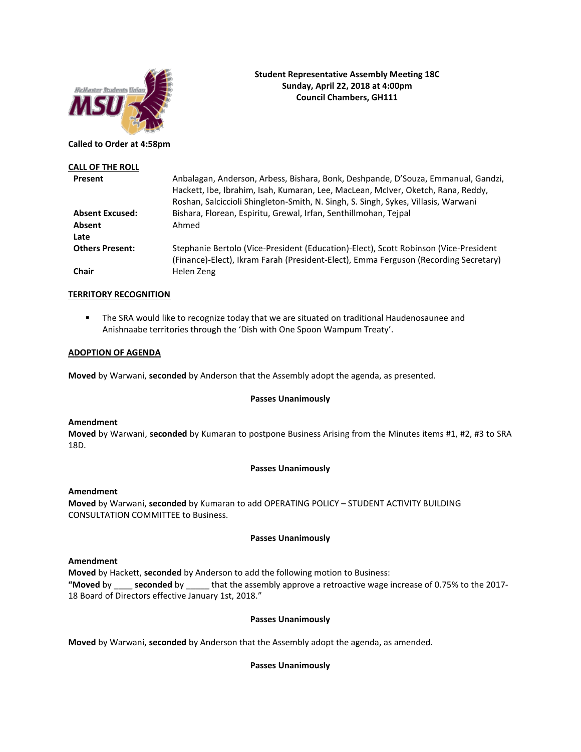**Student Representative Assembly Meeting 18C**
**Sunday, April 22, 2018 at 4:00pm**
**Council Chambers, GH111**

**Called to Order at 4:58pm**

## CALL OF THE ROLL

| | |
|---|---|
| **Present** | Anbalagan, Anderson, Arbess, Bishara, Bonk, Deshpande, D'Souza, Emmanual, Gandzi, Hackett, Ibe, Ibrahim, Isah, Kumaran, Lee, MacLean, McIver, Oketch, Rana, Reddy, Roshan, Salciccioli Shingleton-Smith, N. Singh, S. Singh, Sykes, Villasis, Warwani |
| **Absent Excused:** | Bishara, Florean, Espiritu, Grewal, Irfan, Senthillmohan, Tejpal |
| **Absent** | Ahmed |
| **Late** | |
| **Others Present:** | Stephanie Bertolo (Vice-President (Education)-Elect), Scott Robinson (Vice-President (Finance)-Elect), Ikram Farah (President-Elect), Emma Ferguson (Recording Secretary) |
| **Chair** | Helen Zeng |

## TERRITORY RECOGNITION

- The SRA would like to recognize today that we are situated on traditional Haudenosaunee and Anishnaabe territories through the 'Dish with One Spoon Wampum Treaty'.

## ADOPTION OF AGENDA

**Moved** by Warwani, **seconded** by Anderson that the Assembly adopt the agenda, as presented.

**Passes Unanimously**

**Amendment**
**Moved** by Warwani, **seconded** by Kumaran to postpone Business Arising from the Minutes items #1, #2, #3 to SRA 18D.

**Passes Unanimously**

**Amendment**
**Moved** by Warwani, **seconded** by Kumaran to add OPERATING POLICY – STUDENT ACTIVITY BUILDING CONSULTATION COMMITTEE to Business.

**Passes Unanimously**

**Amendment**
**Moved** by Hackett, **seconded** by Anderson to add the following motion to Business:
**"Moved** by ____ **seconded** by _____ that the assembly approve a retroactive wage increase of 0.75% to the 2017-18 Board of Directors effective January 1st, 2018."

**Passes Unanimously**

**Moved** by Warwani, **seconded** by Anderson that the Assembly adopt the agenda, as amended.

**Passes Unanimously**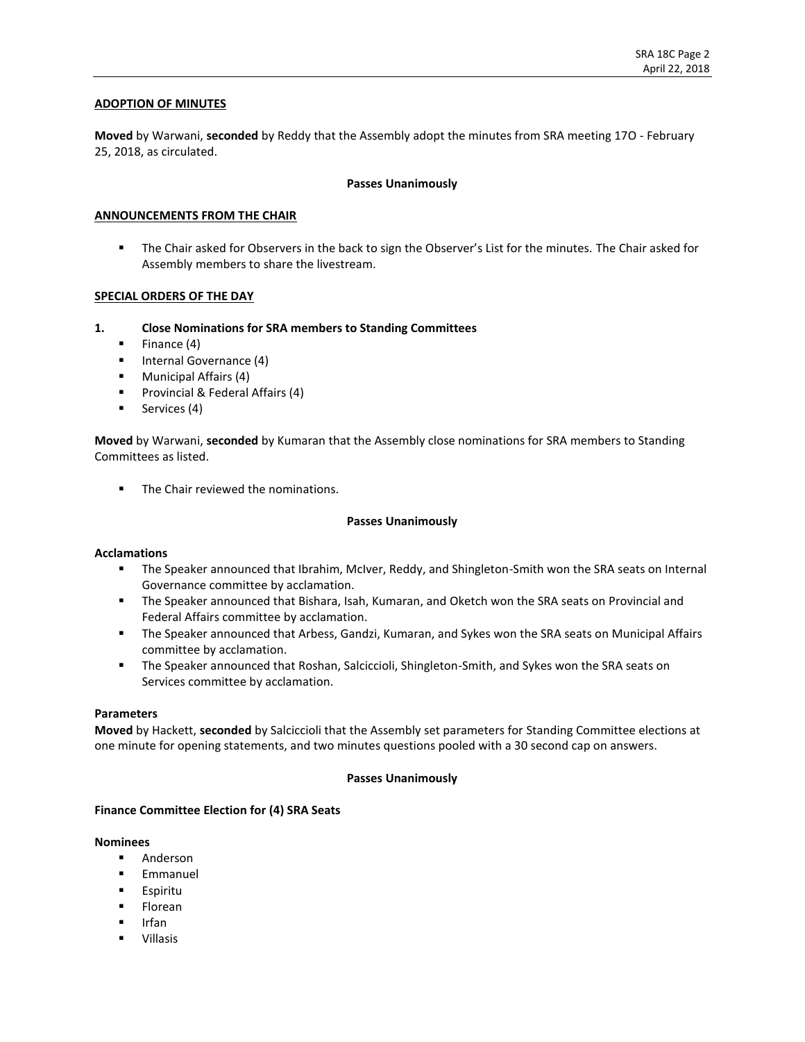**ADOPTION OF MINUTES**

**Moved** by Warwani, **seconded** by Reddy that the Assembly adopt the minutes from SRA meeting 17O - February 25, 2018, as circulated.

**Passes Unanimously**

**ANNOUNCEMENTS FROM THE CHAIR**

- The Chair asked for Observers in the back to sign the Observer's List for the minutes. The Chair asked for Assembly members to share the livestream.

**SPECIAL ORDERS OF THE DAY**

**1. Close Nominations for SRA members to Standing Committees**

- Finance (4)
- Internal Governance (4)
- Municipal Affairs (4)
- Provincial & Federal Affairs (4)
- Services (4)

**Moved** by Warwani, **seconded** by Kumaran that the Assembly close nominations for SRA members to Standing Committees as listed.

- The Chair reviewed the nominations.

**Passes Unanimously**

**Acclamations**

- The Speaker announced that Ibrahim, McIver, Reddy, and Shingleton-Smith won the SRA seats on Internal Governance committee by acclamation.
- The Speaker announced that Bishara, Isah, Kumaran, and Oketch won the SRA seats on Provincial and Federal Affairs committee by acclamation.
- The Speaker announced that Arbess, Gandzi, Kumaran, and Sykes won the SRA seats on Municipal Affairs committee by acclamation.
- The Speaker announced that Roshan, Salciccioli, Shingleton-Smith, and Sykes won the SRA seats on Services committee by acclamation.

**Parameters**

**Moved** by Hackett, **seconded** by Salciccioli that the Assembly set parameters for Standing Committee elections at one minute for opening statements, and two minutes questions pooled with a 30 second cap on answers.

**Passes Unanimously**

**Finance Committee Election for (4) SRA Seats**

**Nominees**

- Anderson
- Emmanuel
- Espiritu
- Florean
- Irfan
- Villasis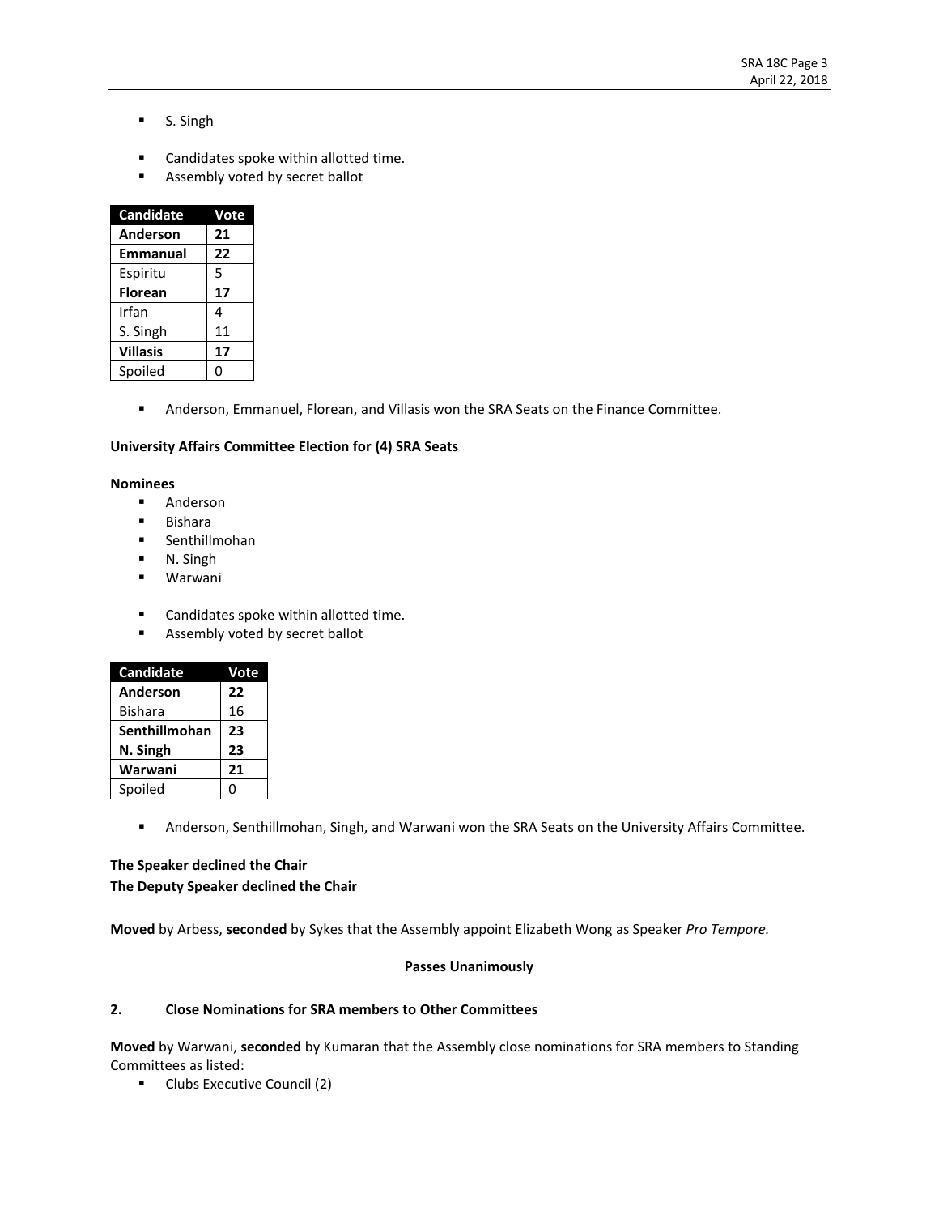- S. Singh

- Candidates spoke within allotted time.
- Assembly voted by secret ballot

| Candidate | Vote |
|---|---|
| **Anderson** | **21** |
| **Emmanual** | **22** |
| Espiritu | 5 |
| **Florean** | **17** |
| Irfan | 4 |
| S. Singh | 11 |
| **Villasis** | **17** |
| Spoiled | 0 |

- Anderson, Emmanuel, Florean, and Villasis won the SRA Seats on the Finance Committee.

**University Affairs Committee Election for (4) SRA Seats**

**Nominees**

- Anderson
- Bishara
- Senthillmohan
- N. Singh
- Warwani

- Candidates spoke within allotted time.
- Assembly voted by secret ballot

| Candidate | Vote |
|---|---|
| **Anderson** | **22** |
| Bishara | 16 |
| **Senthillmohan** | **23** |
| **N. Singh** | **23** |
| **Warwani** | **21** |
| Spoiled | 0 |

- Anderson, Senthillmohan, Singh, and Warwani won the SRA Seats on the University Affairs Committee.

**The Speaker declined the Chair**
**The Deputy Speaker declined the Chair**

**Moved** by Arbess, **seconded** by Sykes that the Assembly appoint Elizabeth Wong as Speaker *Pro Tempore.*

**Passes Unanimously**

## 2. Close Nominations for SRA members to Other Committees

**Moved** by Warwani, **seconded** by Kumaran that the Assembly close nominations for SRA members to Standing Committees as listed:

- Clubs Executive Council (2)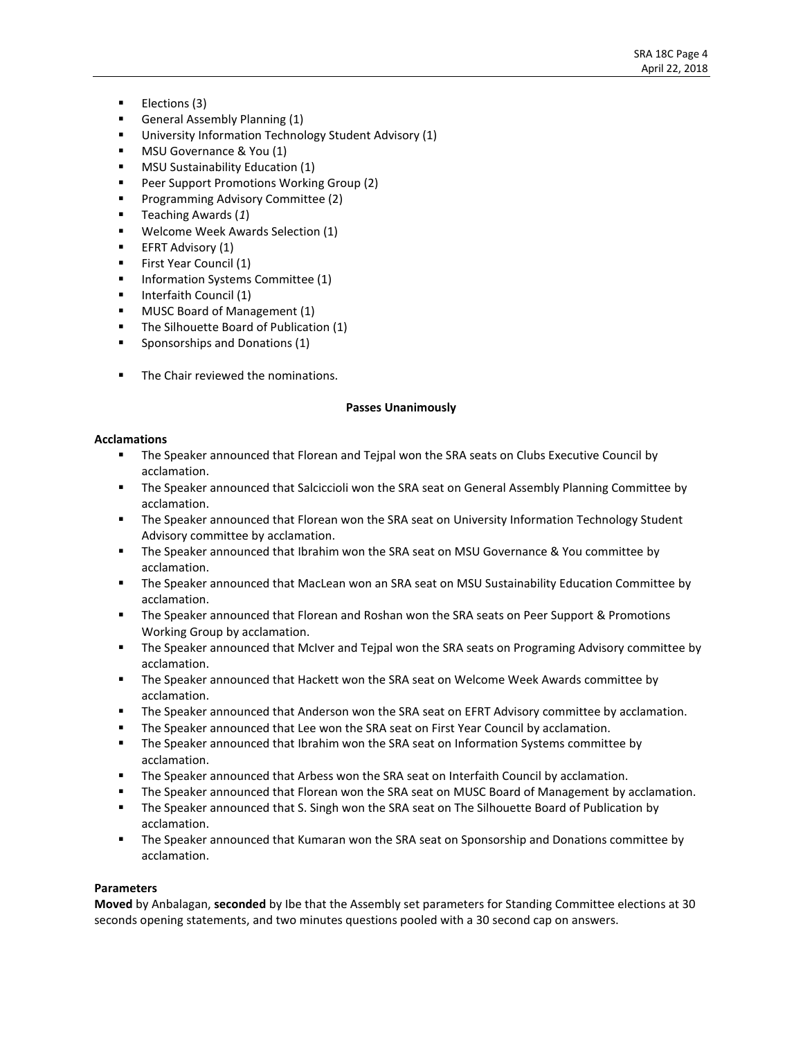- Elections (3)
- General Assembly Planning (1)
- University Information Technology Student Advisory (1)
- MSU Governance & You (1)
- MSU Sustainability Education (1)
- Peer Support Promotions Working Group (2)
- Programming Advisory Committee (2)
- Teaching Awards (*1*)
- Welcome Week Awards Selection (1)
- EFRT Advisory (1)
- First Year Council (1)
- Information Systems Committee (1)
- Interfaith Council (1)
- MUSC Board of Management (1)
- The Silhouette Board of Publication (1)
- Sponsorships and Donations (1)

- The Chair reviewed the nominations.

**Passes Unanimously**

**Acclamations**

- The Speaker announced that Florean and Tejpal won the SRA seats on Clubs Executive Council by acclamation.
- The Speaker announced that Salciccioli won the SRA seat on General Assembly Planning Committee by acclamation.
- The Speaker announced that Florean won the SRA seat on University Information Technology Student Advisory committee by acclamation.
- The Speaker announced that Ibrahim won the SRA seat on MSU Governance & You committee by acclamation.
- The Speaker announced that MacLean won an SRA seat on MSU Sustainability Education Committee by acclamation.
- The Speaker announced that Florean and Roshan won the SRA seats on Peer Support & Promotions Working Group by acclamation.
- The Speaker announced that McIver and Tejpal won the SRA seats on Programing Advisory committee by acclamation.
- The Speaker announced that Hackett won the SRA seat on Welcome Week Awards committee by acclamation.
- The Speaker announced that Anderson won the SRA seat on EFRT Advisory committee by acclamation.
- The Speaker announced that Lee won the SRA seat on First Year Council by acclamation.
- The Speaker announced that Ibrahim won the SRA seat on Information Systems committee by acclamation.
- The Speaker announced that Arbess won the SRA seat on Interfaith Council by acclamation.
- The Speaker announced that Florean won the SRA seat on MUSC Board of Management by acclamation.
- The Speaker announced that S. Singh won the SRA seat on The Silhouette Board of Publication by acclamation.
- The Speaker announced that Kumaran won the SRA seat on Sponsorship and Donations committee by acclamation.

**Parameters**

**Moved** by Anbalagan, **seconded** by Ibe that the Assembly set parameters for Standing Committee elections at 30 seconds opening statements, and two minutes questions pooled with a 30 second cap on answers.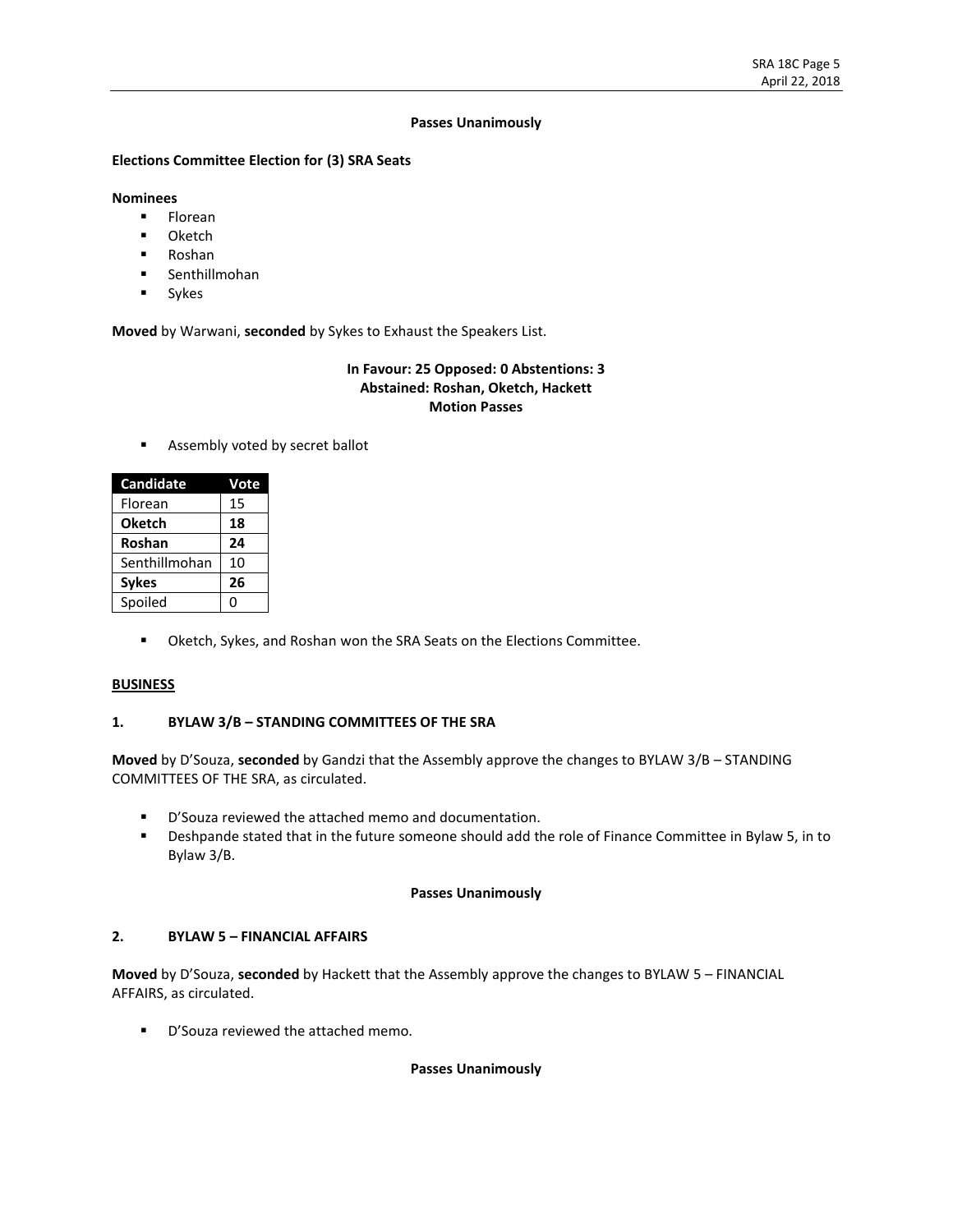**Passes Unanimously**

**Elections Committee Election for (3) SRA Seats**

**Nominees**

- Florean
- Oketch
- Roshan
- Senthillmohan
- Sykes

**Moved** by Warwani, **seconded** by Sykes to Exhaust the Speakers List.

**In Favour: 25 Opposed: 0 Abstentions: 3**
**Abstained: Roshan, Oketch, Hackett**
**Motion Passes**

- Assembly voted by secret ballot

| Candidate | Vote |
|---|---|
| Florean | 15 |
| **Oketch** | **18** |
| **Roshan** | **24** |
| Senthillmohan | 10 |
| **Sykes** | **26** |
| Spoiled | 0 |

- Oketch, Sykes, and Roshan won the SRA Seats on the Elections Committee.

## BUSINESS

### 1. BYLAW 3/B – STANDING COMMITTEES OF THE SRA

**Moved** by D'Souza, **seconded** by Gandzi that the Assembly approve the changes to BYLAW 3/B – STANDING COMMITTEES OF THE SRA, as circulated.

- D'Souza reviewed the attached memo and documentation.
- Deshpande stated that in the future someone should add the role of Finance Committee in Bylaw 5, in to Bylaw 3/B.

**Passes Unanimously**

### 2. BYLAW 5 – FINANCIAL AFFAIRS

**Moved** by D'Souza, **seconded** by Hackett that the Assembly approve the changes to BYLAW 5 – FINANCIAL AFFAIRS, as circulated.

- D'Souza reviewed the attached memo.

**Passes Unanimously**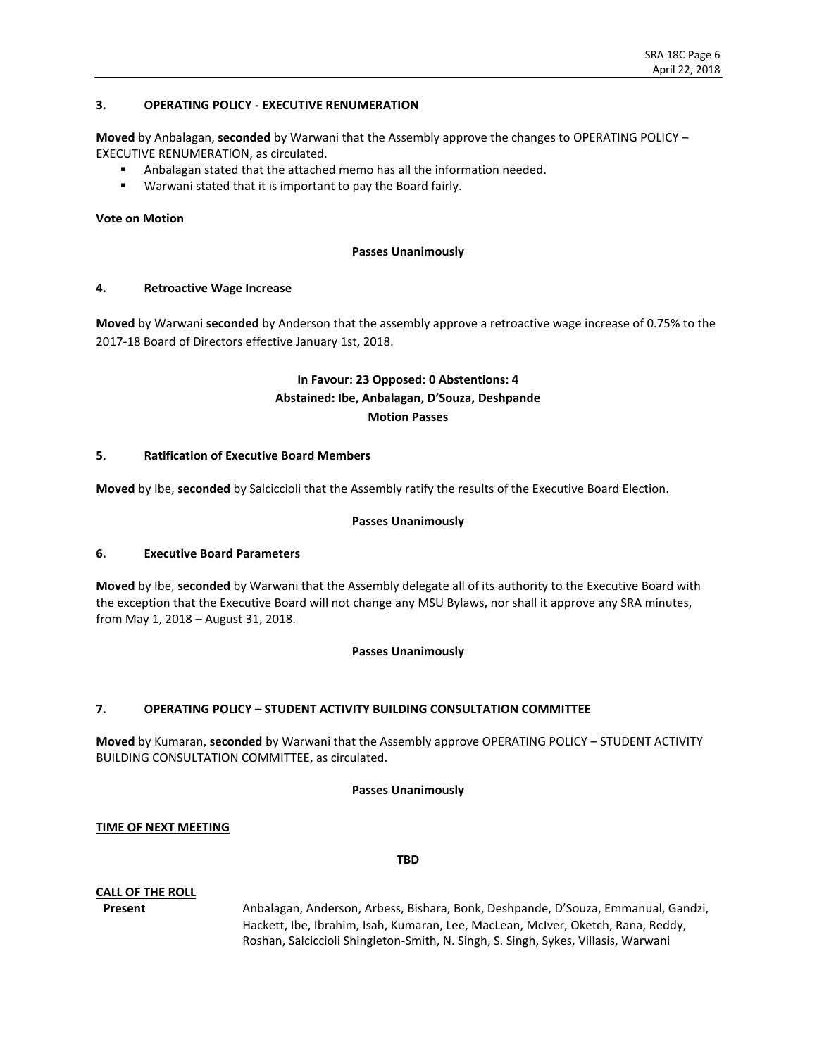### 3. OPERATING POLICY - EXECUTIVE RENUMERATION

**Moved** by Anbalagan, **seconded** by Warwani that the Assembly approve the changes to OPERATING POLICY – EXECUTIVE RENUMERATION, as circulated.

- Anbalagan stated that the attached memo has all the information needed.
- Warwani stated that it is important to pay the Board fairly.

**Vote on Motion**

**Passes Unanimously**

### 4. Retroactive Wage Increase

**Moved** by Warwani **seconded** by Anderson that the assembly approve a retroactive wage increase of 0.75% to the 2017-18 Board of Directors effective January 1st, 2018.

**In Favour: 23 Opposed: 0 Abstentions: 4**
**Abstained: Ibe, Anbalagan, D'Souza, Deshpande**
**Motion Passes**

### 5. Ratification of Executive Board Members

**Moved** by Ibe, **seconded** by Salciccioli that the Assembly ratify the results of the Executive Board Election.

**Passes Unanimously**

### 6. Executive Board Parameters

**Moved** by Ibe, **seconded** by Warwani that the Assembly delegate all of its authority to the Executive Board with the exception that the Executive Board will not change any MSU Bylaws, nor shall it approve any SRA minutes, from May 1, 2018 – August 31, 2018.

**Passes Unanimously**

### 7. OPERATING POLICY – STUDENT ACTIVITY BUILDING CONSULTATION COMMITTEE

**Moved** by Kumaran, **seconded** by Warwani that the Assembly approve OPERATING POLICY – STUDENT ACTIVITY BUILDING CONSULTATION COMMITTEE, as circulated.

**Passes Unanimously**

**TIME OF NEXT MEETING**

**TBD**

**CALL OF THE ROLL**

**Present** Anbalagan, Anderson, Arbess, Bishara, Bonk, Deshpande, D'Souza, Emmanual, Gandzi, Hackett, Ibe, Ibrahim, Isah, Kumaran, Lee, MacLean, McIver, Oketch, Rana, Reddy, Roshan, Salciccioli Shingleton-Smith, N. Singh, S. Singh, Sykes, Villasis, Warwani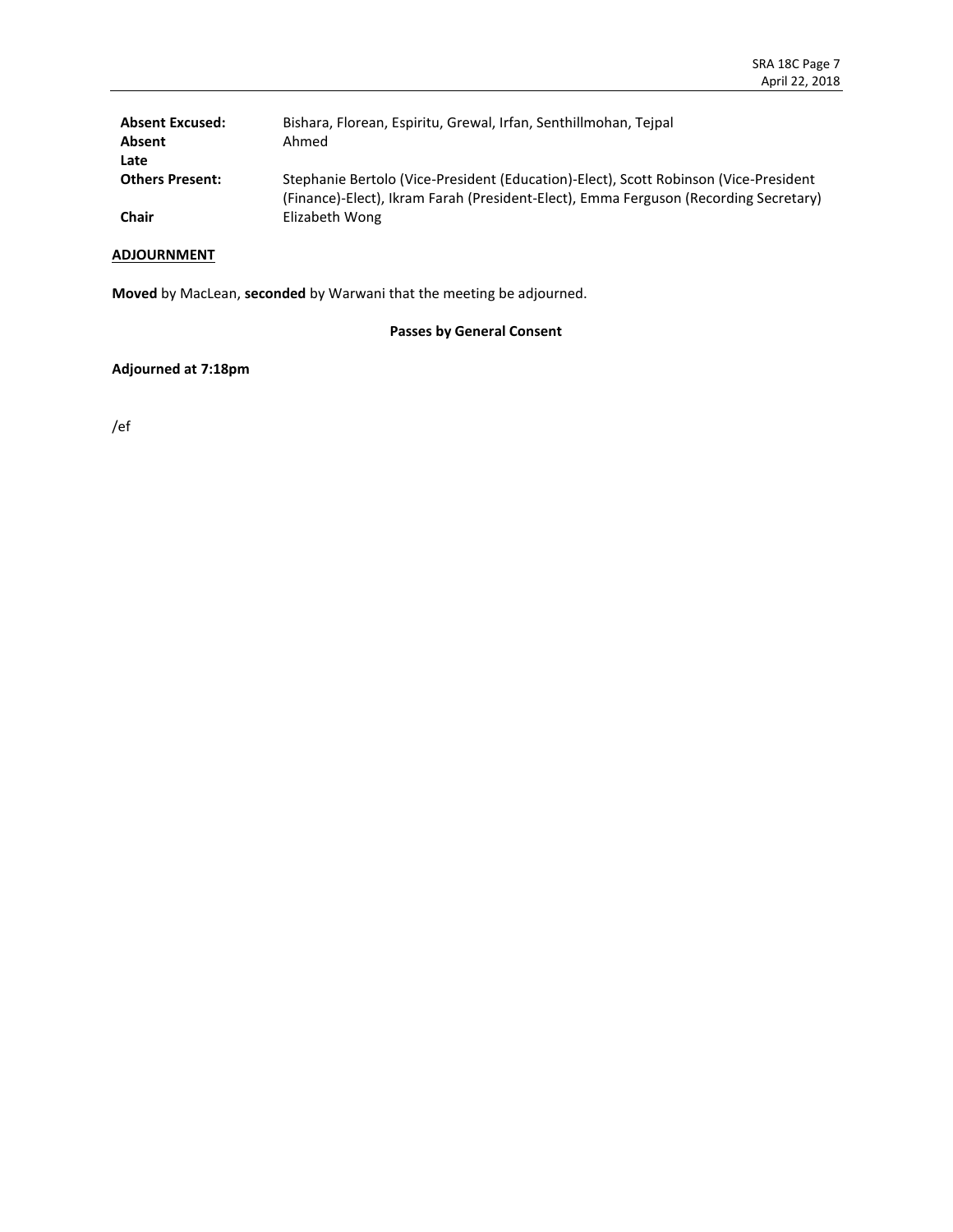| | |
|---|---|
| **Absent Excused:** | Bishara, Florean, Espiritu, Grewal, Irfan, Senthillmohan, Tejpal |
| **Absent** | Ahmed |
| **Late** | |
| **Others Present:** | Stephanie Bertolo (Vice-President (Education)-Elect), Scott Robinson (Vice-President (Finance)-Elect), Ikram Farah (President-Elect), Emma Ferguson (Recording Secretary) |
| **Chair** | Elizabeth Wong |

**ADJOURNMENT**

**Moved** by MacLean, **seconded** by Warwani that the meeting be adjourned.

**Passes by General Consent**

**Adjourned at 7:18pm**

/ef